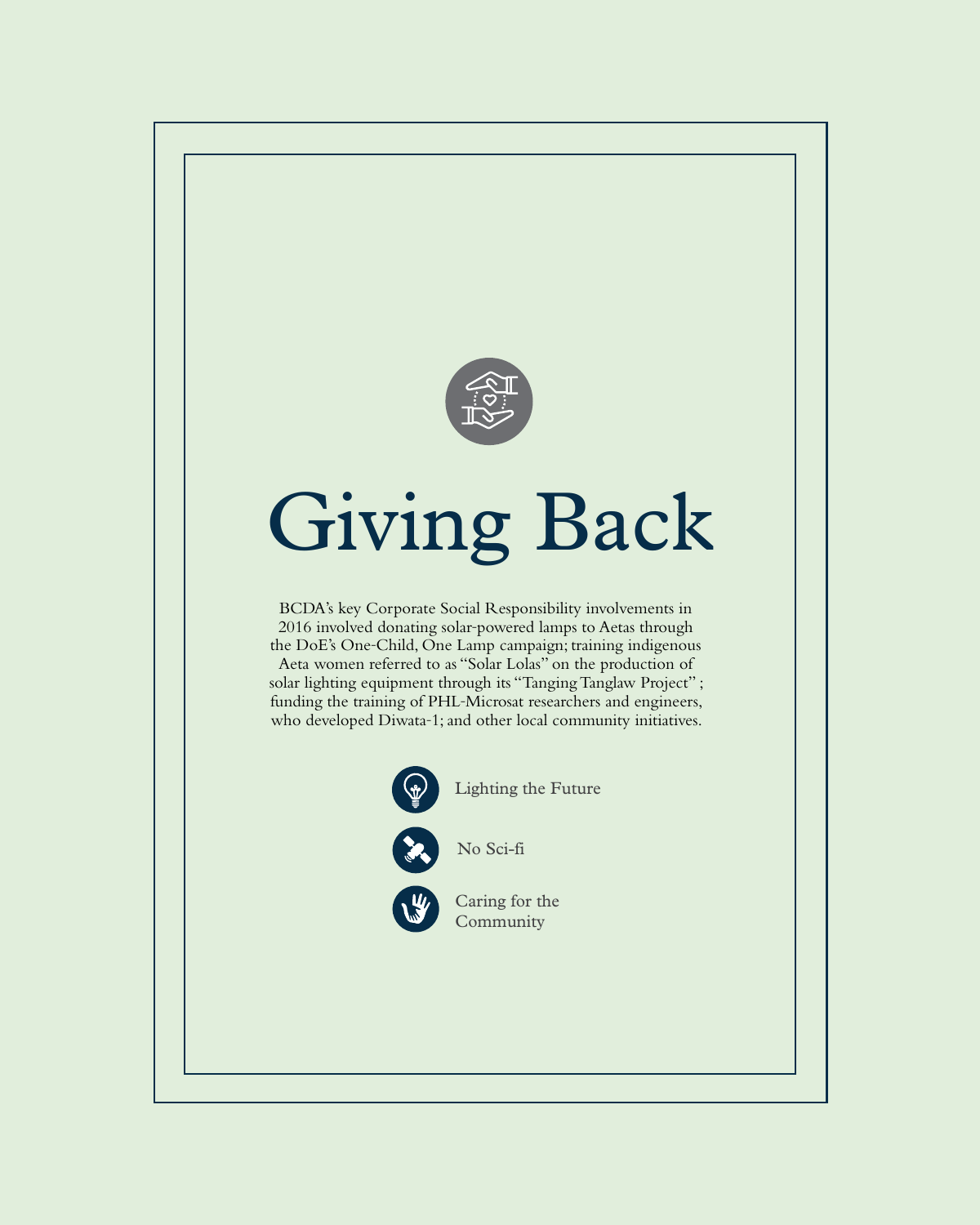# Giving Back

BCDA's key Corporate Social Responsibility involvements in 2016 involved donating solar-powered lamps to Aetas through the DoE's One-Child, One Lamp campaign; training indigenous Aeta women referred to as "Solar Lolas" on the production of solar lighting equipment through its "Tanging Tanglaw Project" ; funding the training of PHL-Microsat researchers and engineers, who developed Diwata-1; and other local community initiatives.

- Lighting the Future
- No Sci-fi
- Caring for the Community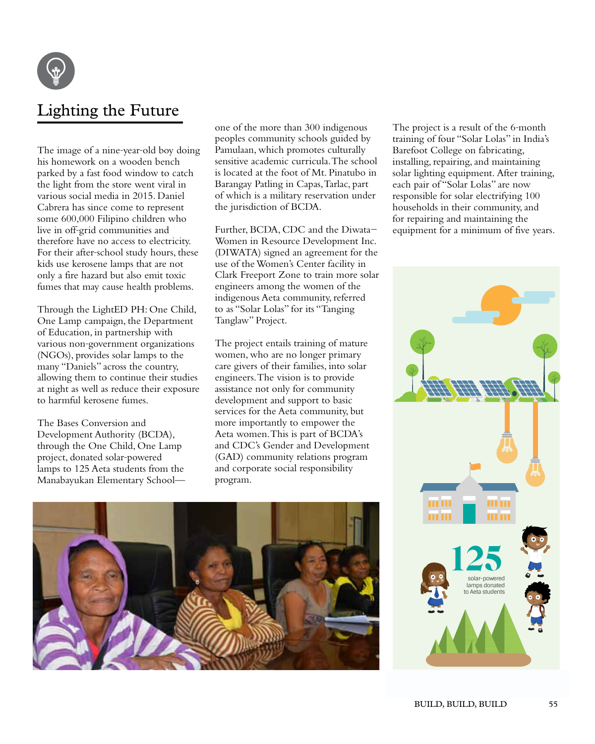# Lighting the Future

The image of a nine-year-old boy doing his homework on a wooden bench parked by a fast food window to catch the light from the store went viral in various social media in 2015. Daniel Cabrera has since come to represent some 600,000 Filipino children who live in off-grid communities and therefore have no access to electricity. For their after-school study hours, these kids use kerosene lamps that are not only a fire hazard but also emit toxic fumes that may cause health problems.

Through the LightED PH: One Child, One Lamp campaign, the Department of Education, in partnership with various non-government organizations (NGOs), provides solar lamps to the many "Daniels" across the country, allowing them to continue their studies at night as well as reduce their exposure to harmful kerosene fumes.

The Bases Conversion and Development Authority (BCDA), through the One Child, One Lamp project, donated solar-powered lamps to 125 Aeta students from the Manabayukan Elementary School—one of the more than 300 indigenous peoples community schools guided by Pamulaan, which promotes culturally sensitive academic curricula. The school is located at the foot of Mt. Pinatubo in Barangay Patling in Capas, Tarlac, part of which is a military reservation under the jurisdiction of BCDA.

Further, BCDA, CDC and the Diwata–Women in Resource Development Inc. (DIWATA) signed an agreement for the use of the Women's Center facility in Clark Freeport Zone to train more solar engineers among the women of the indigenous Aeta community, referred to as "Solar Lolas" for its "Tanging Tanglaw" Project.

The project entails training of mature women, who are no longer primary care givers of their families, into solar engineers. The vision is to provide assistance not only for community development and support to basic services for the Aeta community, but more importantly to empower the Aeta women. This is part of BCDA's and CDC's Gender and Development (GAD) community relations program and corporate social responsibility program.

The project is a result of the 6-month training of four "Solar Lolas" in India's Barefoot College on fabricating, installing, repairing, and maintaining solar lighting equipment. After training, each pair of "Solar Lolas" are now responsible for solar electrifying 100 households in their community, and for repairing and maintaining the equipment for a minimum of five years.

125 solar-powered lamps donated to Aeta students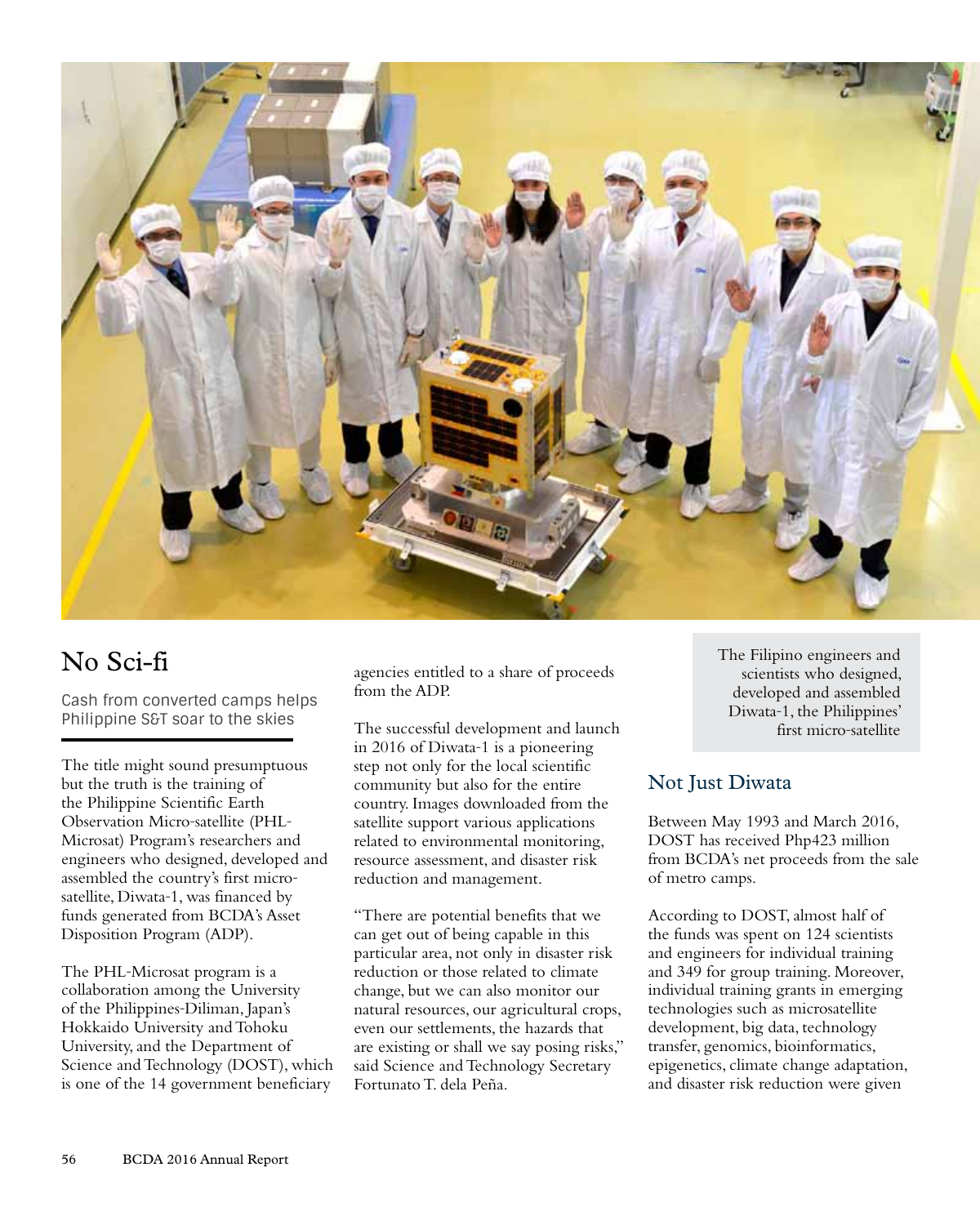## No Sci-fi

Cash from converted camps helps Philippine S&T soar to the skies

The title might sound presumptuous but the truth is the training of the Philippine Scientific Earth Observation Micro-satellite (PHL-Microsat) Program's researchers and engineers who designed, developed and assembled the country's first micro-satellite, Diwata-1, was financed by funds generated from BCDA's Asset Disposition Program (ADP).

The PHL-Microsat program is a collaboration among the University of the Philippines-Diliman, Japan's Hokkaido University and Tohoku University, and the Department of Science and Technology (DOST), which is one of the 14 government beneficiary agencies entitled to a share of proceeds from the ADP.

The successful development and launch in 2016 of Diwata-1 is a pioneering step not only for the local scientific community but also for the entire country. Images downloaded from the satellite support various applications related to environmental monitoring, resource assessment, and disaster risk reduction and management.

"There are potential benefits that we can get out of being capable in this particular area, not only in disaster risk reduction or those related to climate change, but we can also monitor our natural resources, our agricultural crops, even our settlements, the hazards that are existing or shall we say posing risks," said Science and Technology Secretary Fortunato T. dela Peña.

The Filipino engineers and scientists who designed, developed and assembled Diwata-1, the Philippines' first micro-satellite

### Not Just Diwata

Between May 1993 and March 2016, DOST has received Php423 million from BCDA's net proceeds from the sale of metro camps.

According to DOST, almost half of the funds was spent on 124 scientists and engineers for individual training and 349 for group training. Moreover, individual training grants in emerging technologies such as microsatellite development, big data, technology transfer, genomics, bioinformatics, epigenetics, climate change adaptation, and disaster risk reduction were given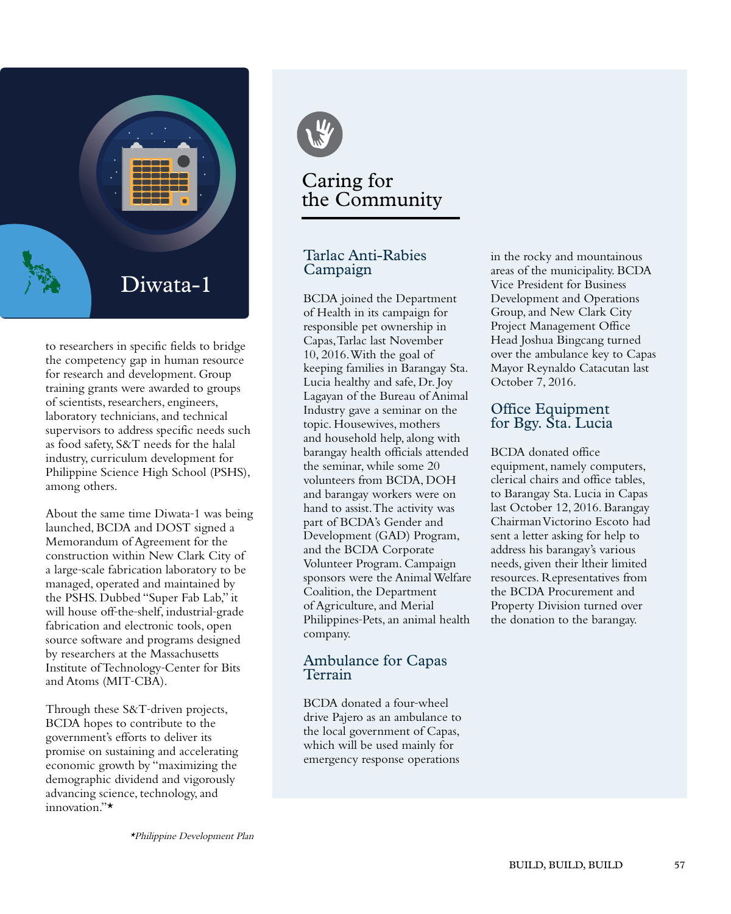Diwata-1

to researchers in specific fields to bridge the competency gap in human resource for research and development. Group training grants were awarded to groups of scientists, researchers, engineers, laboratory technicians, and technical supervisors to address specific needs such as food safety, S&T needs for the halal industry, curriculum development for Philippine Science High School (PSHS), among others.

About the same time Diwata-1 was being launched, BCDA and DOST signed a Memorandum of Agreement for the construction within New Clark City of a large-scale fabrication laboratory to be managed, operated and maintained by the PSHS. Dubbed "Super Fab Lab," it will house off-the-shelf, industrial-grade fabrication and electronic tools, open source software and programs designed by researchers at the Massachusetts Institute of Technology-Center for Bits and Atoms (MIT-CBA).

Through these S&T-driven projects, BCDA hopes to contribute to the government's efforts to deliver its promise on sustaining and accelerating economic growth by "maximizing the demographic dividend and vigorously advancing science, technology, and innovation."*

*Philippine Development Plan*

# Caring for the Community

## Tarlac Anti-Rabies Campaign

BCDA joined the Department of Health in its campaign for responsible pet ownership in Capas, Tarlac last November 10, 2016. With the goal of keeping families in Barangay Sta. Lucia healthy and safe, Dr. Joy Lagayan of the Bureau of Animal Industry gave a seminar on the topic. Housewives, mothers and household help, along with barangay health officials attended the seminar, while some 20 volunteers from BCDA, DOH and barangay workers were on hand to assist. The activity was part of BCDA's Gender and Development (GAD) Program, and the BCDA Corporate Volunteer Program. Campaign sponsors were the Animal Welfare Coalition, the Department of Agriculture, and Merial Philippines-Pets, an animal health company.

## Ambulance for Capas Terrain

BCDA donated a four-wheel drive Pajero as an ambulance to the local government of Capas, which will be used mainly for emergency response operations in the rocky and mountainous areas of the municipality. BCDA Vice President for Business Development and Operations Group, and New Clark City Project Management Office Head Joshua Bingcang turned over the ambulance key to Capas Mayor Reynaldo Catacutan last October 7, 2016.

## Office Equipment for Bgy. Sta. Lucia

BCDA donated office equipment, namely computers, clerical chairs and office tables, to Barangay Sta. Lucia in Capas last October 12, 2016. Barangay Chairman Victorino Escoto had sent a letter asking for help to address his barangay's various needs, given their ltheir limited resources. Representatives from the BCDA Procurement and Property Division turned over the donation to the barangay.